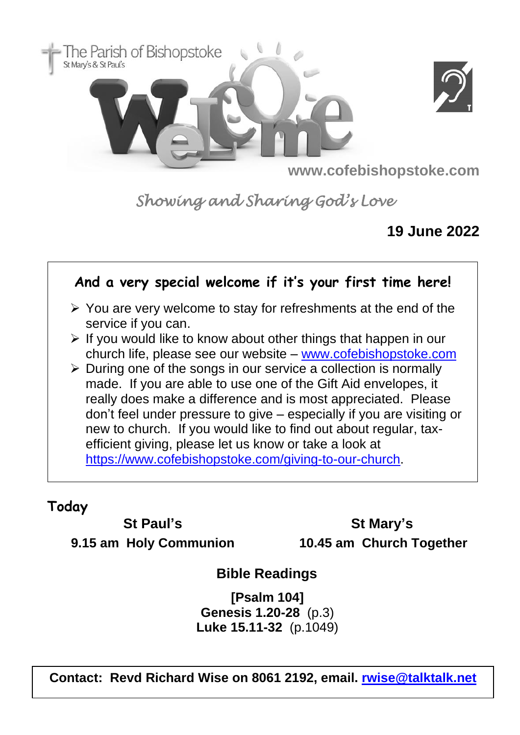The Parish of Bishopstoke
St Mary's & St Paul's

# Welcome

**www.cofebishopstoke.com**

*Showing and Sharing God's Love*

**19 June 2022**

### And a very special welcome if it's your first time here!

- You are very welcome to stay for refreshments at the end of the service if you can.
- If you would like to know about other things that happen in our church life, please see our website – www.cofebishopstoke.com
- During one of the songs in our service a collection is normally made. If you are able to use one of the Gift Aid envelopes, it really does make a difference and is most appreciated. Please don't feel under pressure to give – especially if you are visiting or new to church. If you would like to find out about regular, tax-efficient giving, please let us know or take a look at https://www.cofebishopstoke.com/giving-to-our-church.

## Today

**St Paul's**
**9.15 am Holy Communion**

**St Mary's**
**10.45 am Church Together**

### Bible Readings

**[Psalm 104]**
**Genesis 1.20-28** (p.3)
**Luke 15.11-32** (p.1049)

**Contact: Revd Richard Wise on 8061 2192, email. rwise@talktalk.net**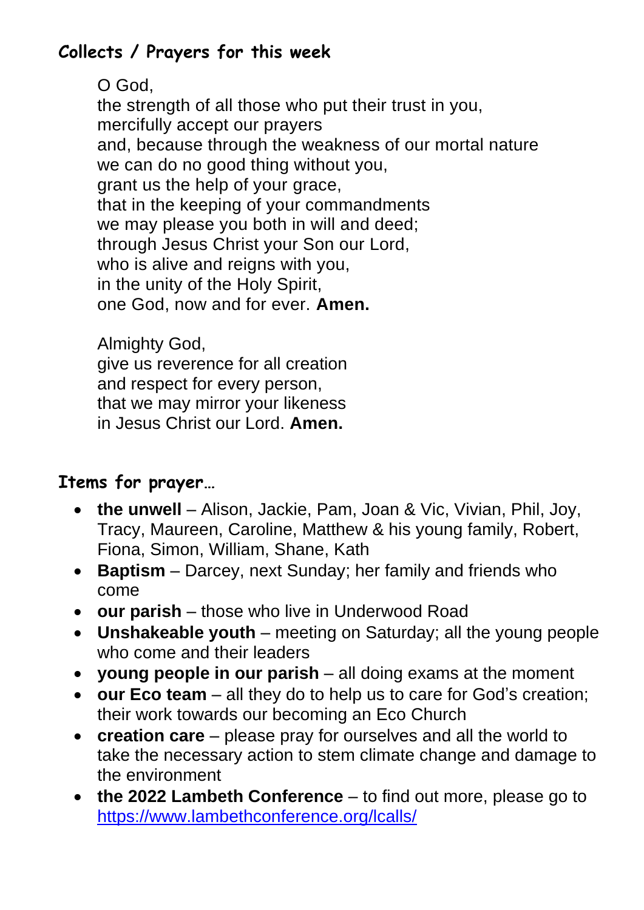## Collects / Prayers for this week

O God,
the strength of all those who put their trust in you,
mercifully accept our prayers
and, because through the weakness of our mortal nature
we can do no good thing without you,
grant us the help of your grace,
that in the keeping of your commandments
we may please you both in will and deed;
through Jesus Christ your Son our Lord,
who is alive and reigns with you,
in the unity of the Holy Spirit,
one God, now and for ever. **Amen.**

Almighty God,
give us reverence for all creation
and respect for every person,
that we may mirror your likeness
in Jesus Christ our Lord. **Amen.**

## Items for prayer…

- **the unwell** – Alison, Jackie, Pam, Joan & Vic, Vivian, Phil, Joy, Tracy, Maureen, Caroline, Matthew & his young family, Robert, Fiona, Simon, William, Shane, Kath
- **Baptism** – Darcey, next Sunday; her family and friends who come
- **our parish** – those who live in Underwood Road
- **Unshakeable youth** – meeting on Saturday; all the young people who come and their leaders
- **young people in our parish** – all doing exams at the moment
- **our Eco team** – all they do to help us to care for God's creation; their work towards our becoming an Eco Church
- **creation care** – please pray for ourselves and all the world to take the necessary action to stem climate change and damage to the environment
- **the 2022 Lambeth Conference** – to find out more, please go to https://www.lambethconference.org/lcalls/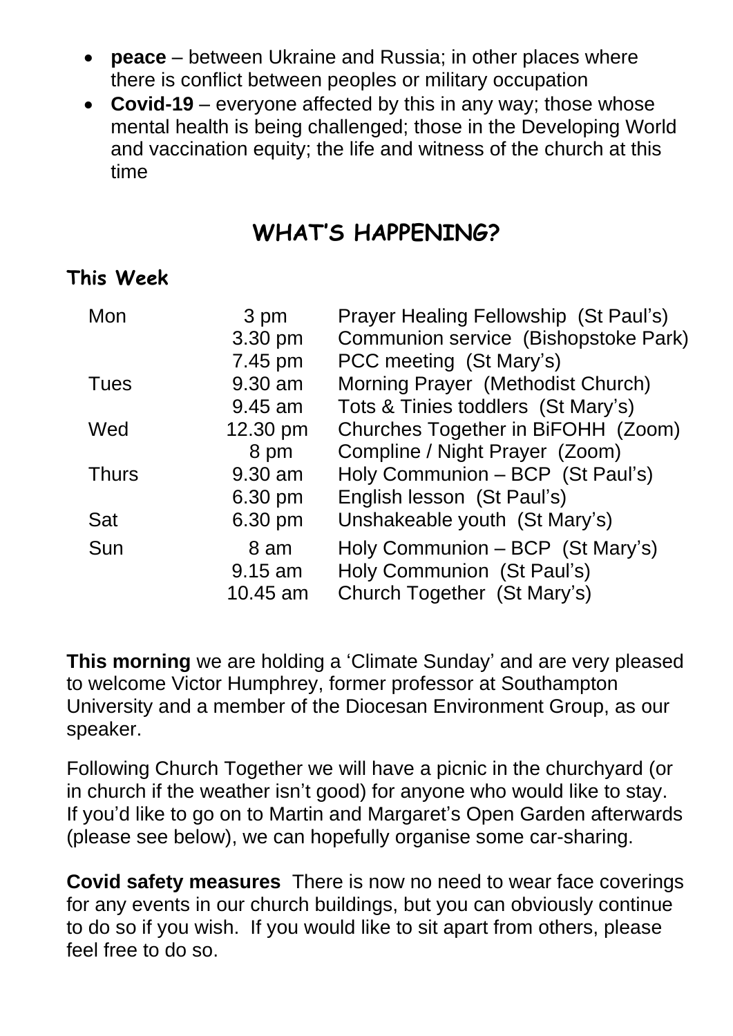- **peace** – between Ukraine and Russia; in other places where there is conflict between peoples or military occupation
- **Covid-19** – everyone affected by this in any way; those whose mental health is being challenged; those in the Developing World and vaccination equity; the life and witness of the church at this time

## WHAT'S HAPPENING?

### This Week

| | | |
|---|---|---|
| Mon | 3 pm | Prayer Healing Fellowship (St Paul's) |
| | 3.30 pm | Communion service (Bishopstoke Park) |
| | 7.45 pm | PCC meeting (St Mary's) |
| Tues | 9.30 am | Morning Prayer (Methodist Church) |
| | 9.45 am | Tots & Tinies toddlers (St Mary's) |
| Wed | 12.30 pm | Churches Together in BiFOHH (Zoom) |
| | 8 pm | Compline / Night Prayer (Zoom) |
| Thurs | 9.30 am | Holy Communion – BCP (St Paul's) |
| | 6.30 pm | English lesson (St Paul's) |
| Sat | 6.30 pm | Unshakeable youth (St Mary's) |
| Sun | 8 am | Holy Communion – BCP (St Mary's) |
| | 9.15 am | Holy Communion (St Paul's) |
| | 10.45 am | Church Together (St Mary's) |

**This morning** we are holding a 'Climate Sunday' and are very pleased to welcome Victor Humphrey, former professor at Southampton University and a member of the Diocesan Environment Group, as our speaker.

Following Church Together we will have a picnic in the churchyard (or in church if the weather isn't good) for anyone who would like to stay. If you'd like to go on to Martin and Margaret's Open Garden afterwards (please see below), we can hopefully organise some car-sharing.

**Covid safety measures** There is now no need to wear face coverings for any events in our church buildings, but you can obviously continue to do so if you wish. If you would like to sit apart from others, please feel free to do so.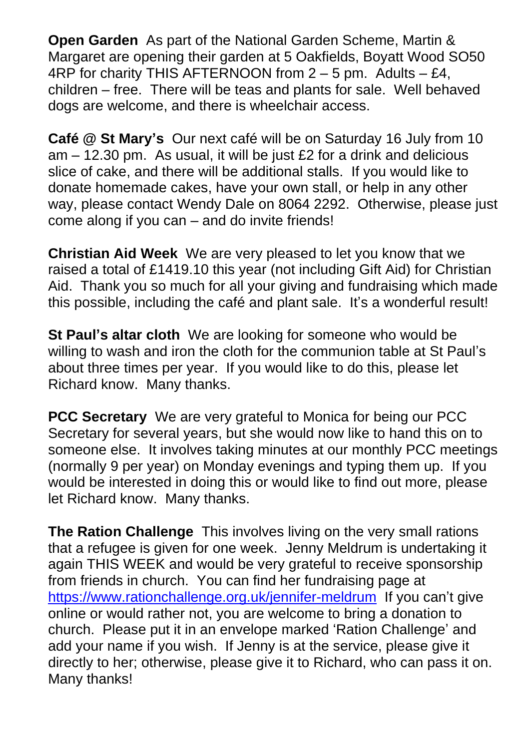**Open Garden** As part of the National Garden Scheme, Martin & Margaret are opening their garden at 5 Oakfields, Boyatt Wood SO50 4RP for charity THIS AFTERNOON from 2 – 5 pm. Adults – £4, children – free. There will be teas and plants for sale. Well behaved dogs are welcome, and there is wheelchair access.

**Café @ St Mary's** Our next café will be on Saturday 16 July from 10 am – 12.30 pm. As usual, it will be just £2 for a drink and delicious slice of cake, and there will be additional stalls. If you would like to donate homemade cakes, have your own stall, or help in any other way, please contact Wendy Dale on 8064 2292. Otherwise, please just come along if you can – and do invite friends!

**Christian Aid Week** We are very pleased to let you know that we raised a total of £1419.10 this year (not including Gift Aid) for Christian Aid. Thank you so much for all your giving and fundraising which made this possible, including the café and plant sale. It's a wonderful result!

**St Paul's altar cloth** We are looking for someone who would be willing to wash and iron the cloth for the communion table at St Paul's about three times per year. If you would like to do this, please let Richard know. Many thanks.

**PCC Secretary** We are very grateful to Monica for being our PCC Secretary for several years, but she would now like to hand this on to someone else. It involves taking minutes at our monthly PCC meetings (normally 9 per year) on Monday evenings and typing them up. If you would be interested in doing this or would like to find out more, please let Richard know. Many thanks.

**The Ration Challenge** This involves living on the very small rations that a refugee is given for one week. Jenny Meldrum is undertaking it again THIS WEEK and would be very grateful to receive sponsorship from friends in church. You can find her fundraising page at [https://www.rationchallenge.org.uk/jennifer-meldrum](https://www.rationchallenge.org.uk/jennifer-meldrum) If you can't give online or would rather not, you are welcome to bring a donation to church. Please put it in an envelope marked 'Ration Challenge' and add your name if you wish. If Jenny is at the service, please give it directly to her; otherwise, please give it to Richard, who can pass it on. Many thanks!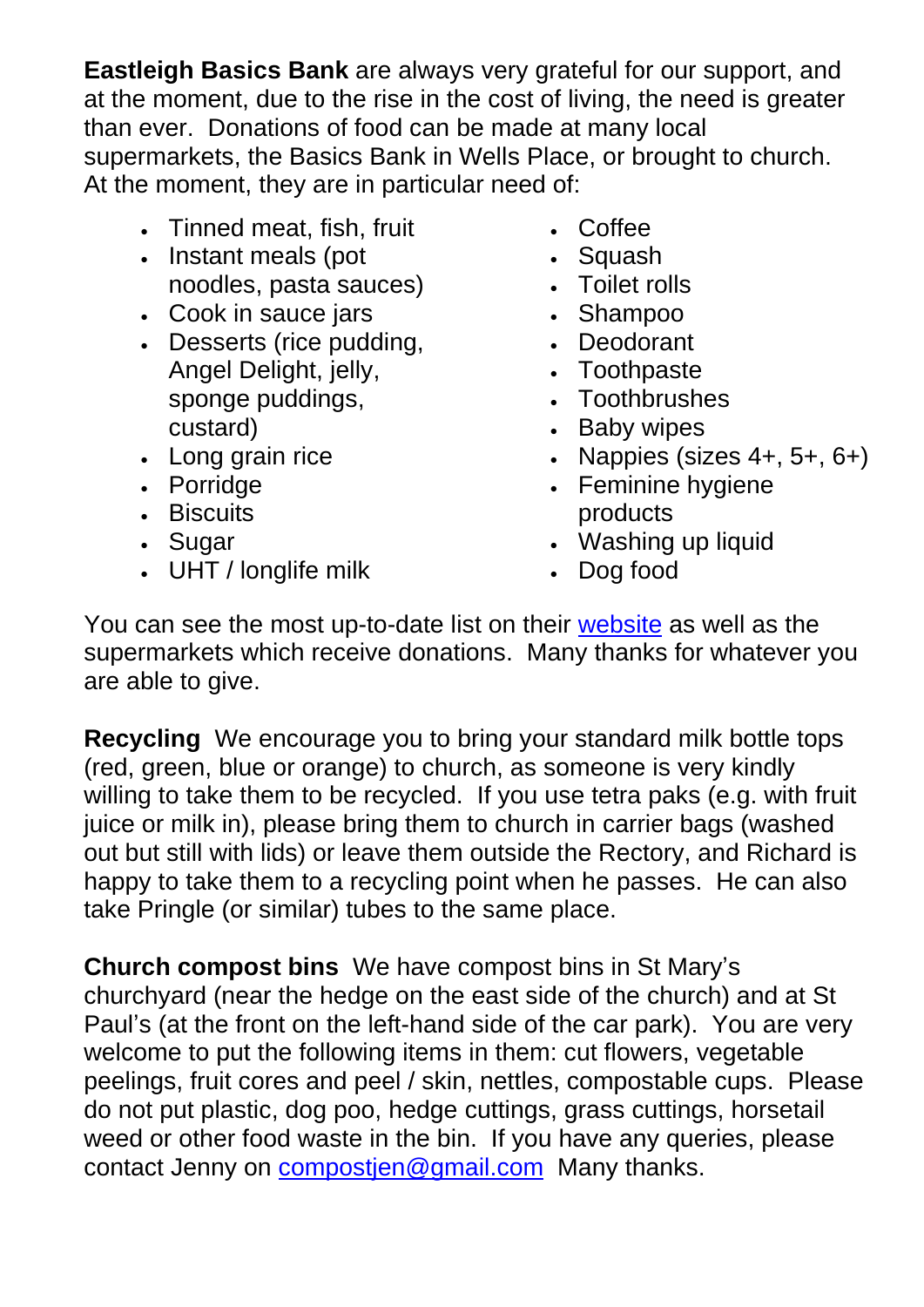**Eastleigh Basics Bank** are always very grateful for our support, and at the moment, due to the rise in the cost of living, the need is greater than ever. Donations of food can be made at many local supermarkets, the Basics Bank in Wells Place, or brought to church. At the moment, they are in particular need of:

- Tinned meat, fish, fruit
- Instant meals (pot noodles, pasta sauces)
- Cook in sauce jars
- Desserts (rice pudding, Angel Delight, jelly, sponge puddings, custard)
- Long grain rice
- Porridge
- Biscuits
- Sugar
- UHT / longlife milk
- Coffee
- Squash
- Toilet rolls
- Shampoo
- Deodorant
- Toothpaste
- Toothbrushes
- Baby wipes
- Nappies (sizes 4+, 5+, 6+)
- Feminine hygiene products
- Washing up liquid
- Dog food

You can see the most up-to-date list on their website as well as the supermarkets which receive donations. Many thanks for whatever you are able to give.

**Recycling** We encourage you to bring your standard milk bottle tops (red, green, blue or orange) to church, as someone is very kindly willing to take them to be recycled. If you use tetra paks (e.g. with fruit juice or milk in), please bring them to church in carrier bags (washed out but still with lids) or leave them outside the Rectory, and Richard is happy to take them to a recycling point when he passes. He can also take Pringle (or similar) tubes to the same place.

**Church compost bins** We have compost bins in St Mary's churchyard (near the hedge on the east side of the church) and at St Paul's (at the front on the left-hand side of the car park). You are very welcome to put the following items in them: cut flowers, vegetable peelings, fruit cores and peel / skin, nettles, compostable cups. Please do not put plastic, dog poo, hedge cuttings, grass cuttings, horsetail weed or other food waste in the bin. If you have any queries, please contact Jenny on compostjen@gmail.com Many thanks.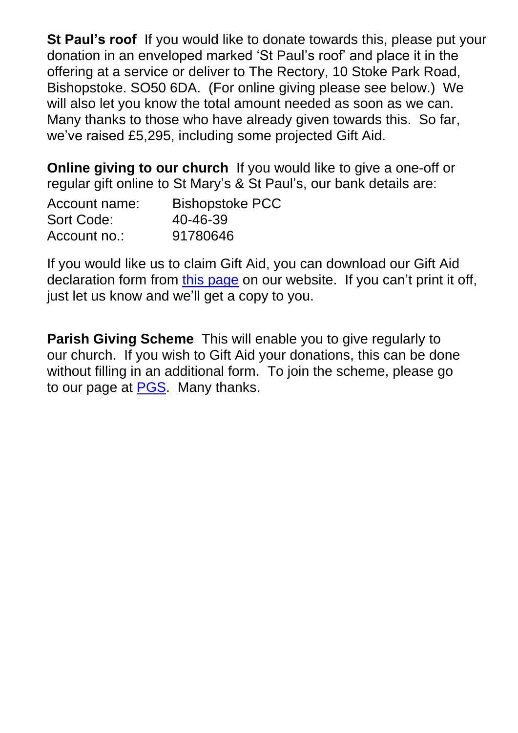**St Paul's roof** If you would like to donate towards this, please put your donation in an enveloped marked 'St Paul's roof' and place it in the offering at a service or deliver to The Rectory, 10 Stoke Park Road, Bishopstoke. SO50 6DA. (For online giving please see below.) We will also let you know the total amount needed as soon as we can. Many thanks to those who have already given towards this. So far, we've raised £5,295, including some projected Gift Aid.

**Online giving to our church** If you would like to give a one-off or regular gift online to St Mary's & St Paul's, our bank details are:

| | |
|---|---|
| Account name: | Bishopstoke PCC |
| Sort Code: | 40-46-39 |
| Account no.: | 91780646 |

If you would like us to claim Gift Aid, you can download our Gift Aid declaration form from this page on our website. If you can't print it off, just let us know and we'll get a copy to you.

**Parish Giving Scheme** This will enable you to give regularly to our church. If you wish to Gift Aid your donations, this can be done without filling in an additional form. To join the scheme, please go to our page at PGS. Many thanks.